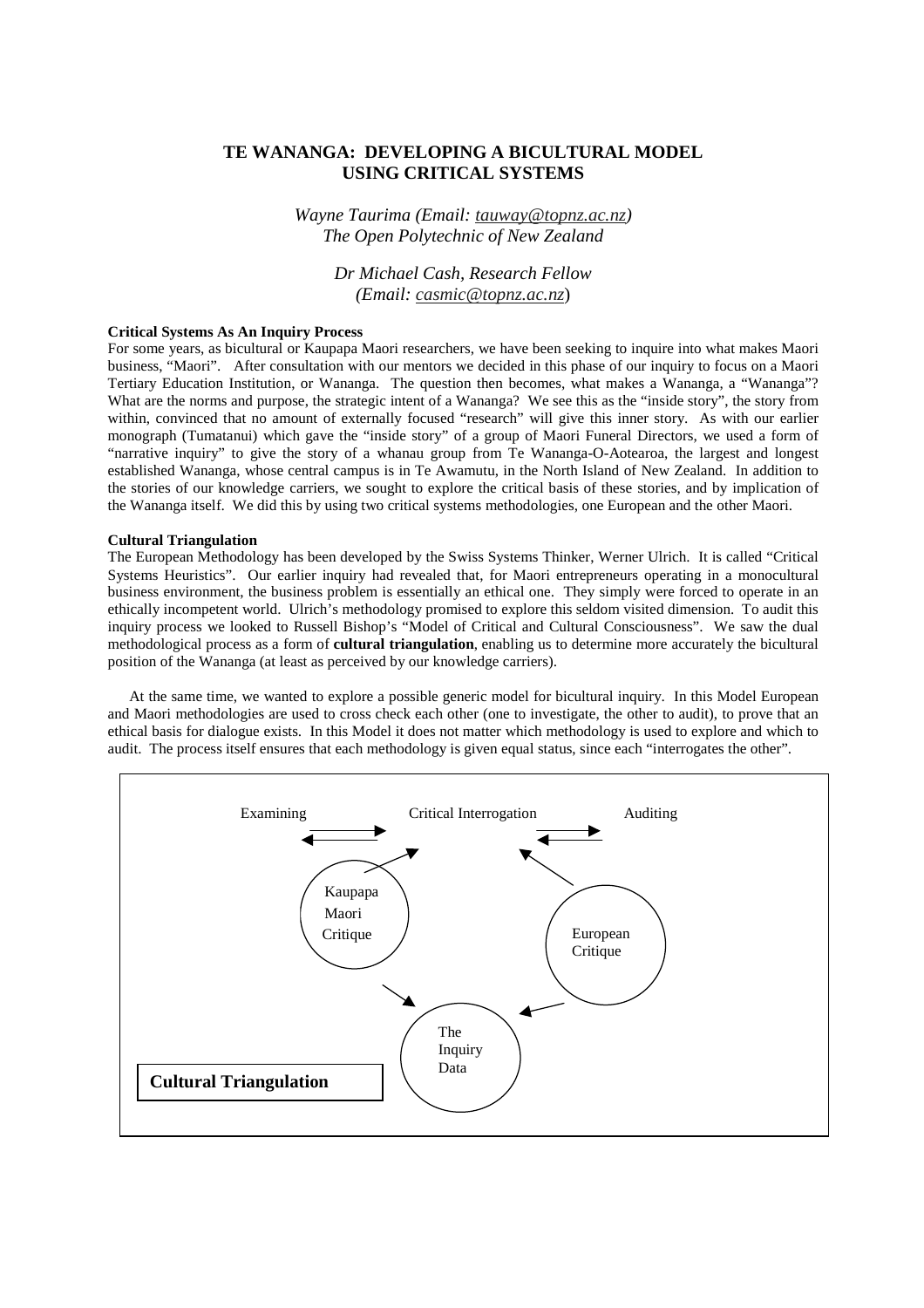# TE WANANGA: DEVELOPING A BICULTURAL MODEL USING CRITICAL SYSTEMS

*Wayne Taurima (Email: tauway@topnz.ac.nz)*
*The Open Polytechnic of New Zealand*

*Dr Michael Cash, Research Fellow*
*(Email: casmic@topnz.ac.nz)*

**Critical Systems As An Inquiry Process**

For some years, as bicultural or Kaupapa Maori researchers, we have been seeking to inquire into what makes Maori business, "Maori". After consultation with our mentors we decided in this phase of our inquiry to focus on a Maori Tertiary Education Institution, or Wananga. The question then becomes, what makes a Wananga, a "Wananga"? What are the norms and purpose, the strategic intent of a Wananga? We see this as the "inside story", the story from within, convinced that no amount of externally focused "research" will give this inner story. As with our earlier monograph (Tumatanui) which gave the "inside story" of a group of Maori Funeral Directors, we used a form of "narrative inquiry" to give the story of a whanau group from Te Wananga-O-Aotearoa, the largest and longest established Wananga, whose central campus is in Te Awamutu, in the North Island of New Zealand. In addition to the stories of our knowledge carriers, we sought to explore the critical basis of these stories, and by implication of the Wananga itself. We did this by using two critical systems methodologies, one European and the other Maori.

**Cultural Triangulation**

The European Methodology has been developed by the Swiss Systems Thinker, Werner Ulrich. It is called "Critical Systems Heuristics". Our earlier inquiry had revealed that, for Maori entrepreneurs operating in a monocultural business environment, the business problem is essentially an ethical one. They simply were forced to operate in an ethically incompetent world. Ulrich's methodology promised to explore this seldom visited dimension. To audit this inquiry process we looked to Russell Bishop's "Model of Critical and Cultural Consciousness". We saw the dual methodological process as a form of **cultural triangulation**, enabling us to determine more accurately the bicultural position of the Wananga (at least as perceived by our knowledge carriers).

At the same time, we wanted to explore a possible generic model for bicultural inquiry. In this Model European and Maori methodologies are used to cross check each other (one to investigate, the other to audit), to prove that an ethical basis for dialogue exists. In this Model it does not matter which methodology is used to explore and which to audit. The process itself ensures that each methodology is given equal status, since each "interrogates the other".

Examining ⇄ Critical Interrogation ⇄ Auditing

Kaupapa Maori Critique — European Critique — The Inquiry Data

**Cultural Triangulation**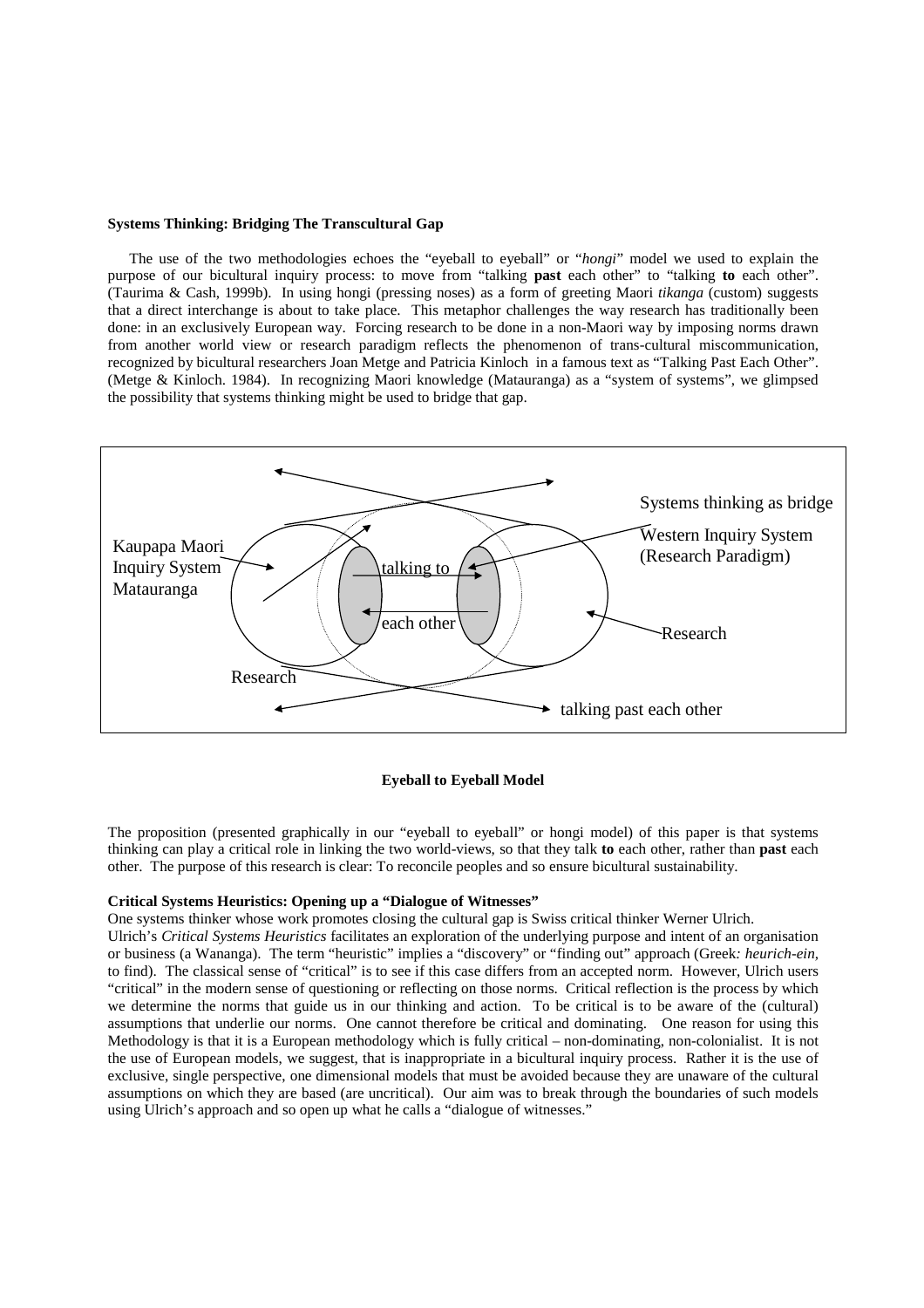**Systems Thinking: Bridging The Transcultural Gap**

The use of the two methodologies echoes the "eyeball to eyeball" or "*hongi*" model we used to explain the purpose of our bicultural inquiry process: to move from "talking **past** each other" to "talking **to** each other". (Taurima & Cash, 1999b). In using hongi (pressing noses) as a form of greeting Maori *tikanga* (custom) suggests that a direct interchange is about to take place. This metaphor challenges the way research has traditionally been done: in an exclusively European way. Forcing research to be done in a non-Maori way by imposing norms drawn from another world view or research paradigm reflects the phenomenon of trans-cultural miscommunication, recognized by bicultural researchers Joan Metge and Patricia Kinloch in a famous text as "Talking Past Each Other". (Metge & Kinloch. 1984). In recognizing Maori knowledge (Matauranga) as a "system of systems", we glimpsed the possibility that systems thinking might be used to bridge that gap.

Systems thinking as bridge

Kaupapa Maori Inquiry System Matauranga

Western Inquiry System (Research Paradigm)

talking to each other

Research

Research

talking past each other

**Eyeball to Eyeball Model**

The proposition (presented graphically in our "eyeball to eyeball" or hongi model) of this paper is that systems thinking can play a critical role in linking the two world-views, so that they talk **to** each other, rather than **past** each other. The purpose of this research is clear: To reconcile peoples and so ensure bicultural sustainability.

**Critical Systems Heuristics: Opening up a "Dialogue of Witnesses"**

One systems thinker whose work promotes closing the cultural gap is Swiss critical thinker Werner Ulrich.

Ulrich's *Critical Systems Heuristics* facilitates an exploration of the underlying purpose and intent of an organisation or business (a Wananga). The term "heuristic" implies a "discovery" or "finding out" approach (Greek*: heurich-ein,* to find). The classical sense of "critical" is to see if this case differs from an accepted norm. However, Ulrich users "critical" in the modern sense of questioning or reflecting on those norms. Critical reflection is the process by which we determine the norms that guide us in our thinking and action. To be critical is to be aware of the (cultural) assumptions that underlie our norms. One cannot therefore be critical and dominating. One reason for using this Methodology is that it is a European methodology which is fully critical – non-dominating, non-colonialist. It is not the use of European models, we suggest, that is inappropriate in a bicultural inquiry process. Rather it is the use of exclusive, single perspective, one dimensional models that must be avoided because they are unaware of the cultural assumptions on which they are based (are uncritical). Our aim was to break through the boundaries of such models using Ulrich's approach and so open up what he calls a "dialogue of witnesses."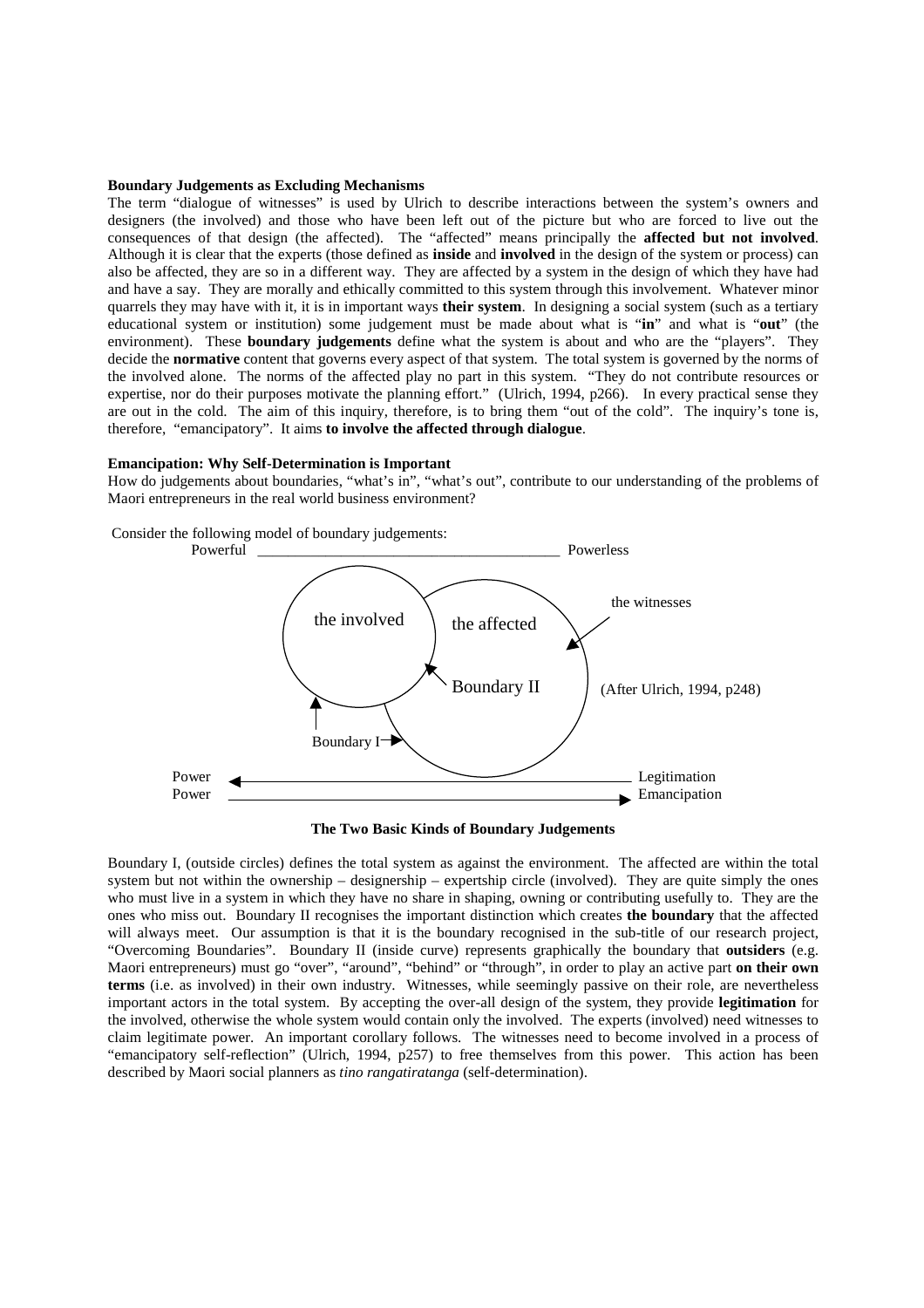**Boundary Judgements as Excluding Mechanisms**

The term "dialogue of witnesses" is used by Ulrich to describe interactions between the system's owners and designers (the involved) and those who have been left out of the picture but who are forced to live out the consequences of that design (the affected). The "affected" means principally the **affected but not involved**. Although it is clear that the experts (those defined as **inside** and **involved** in the design of the system or process) can also be affected, they are so in a different way. They are affected by a system in the design of which they have had and have a say. They are morally and ethically committed to this system through this involvement. Whatever minor quarrels they may have with it, it is in important ways **their system**. In designing a social system (such as a tertiary educational system or institution) some judgement must be made about what is "**in**" and what is "**out**" (the environment). These **boundary judgements** define what the system is about and who are the "players". They decide the **normative** content that governs every aspect of that system. The total system is governed by the norms of the involved alone. The norms of the affected play no part in this system. "They do not contribute resources or expertise, nor do their purposes motivate the planning effort." (Ulrich, 1994, p266). In every practical sense they are out in the cold. The aim of this inquiry, therefore, is to bring them "out of the cold". The inquiry's tone is, therefore, "emancipatory". It aims **to involve the affected through dialogue**.

**Emancipation: Why Self-Determination is Important**

How do judgements about boundaries, "what's in", "what's out", contribute to our understanding of the problems of Maori entrepreneurs in the real world business environment?

Consider the following model of boundary judgements:

Powerful ________________________________________ Powerless

the involved | the affected | the witnesses | Boundary II | Boundary I | (After Ulrich, 1994, p248)

Power ← Legitimation

Power → Emancipation

**The Two Basic Kinds of Boundary Judgements**

Boundary I, (outside circles) defines the total system as against the environment. The affected are within the total system but not within the ownership – designership – expertship circle (involved). They are quite simply the ones who must live in a system in which they have no share in shaping, owning or contributing usefully to. They are the ones who miss out. Boundary II recognises the important distinction which creates **the boundary** that the affected will always meet. Our assumption is that it is the boundary recognised in the sub-title of our research project, "Overcoming Boundaries". Boundary II (inside curve) represents graphically the boundary that **outsiders** (e.g. Maori entrepreneurs) must go "over", "around", "behind" or "through", in order to play an active part **on their own terms** (i.e. as involved) in their own industry. Witnesses, while seemingly passive on their role, are nevertheless important actors in the total system. By accepting the over-all design of the system, they provide **legitimation** for the involved, otherwise the whole system would contain only the involved. The experts (involved) need witnesses to claim legitimate power. An important corollary follows. The witnesses need to become involved in a process of "emancipatory self-reflection" (Ulrich, 1994, p257) to free themselves from this power. This action has been described by Maori social planners as *tino rangatiratanga* (self-determination).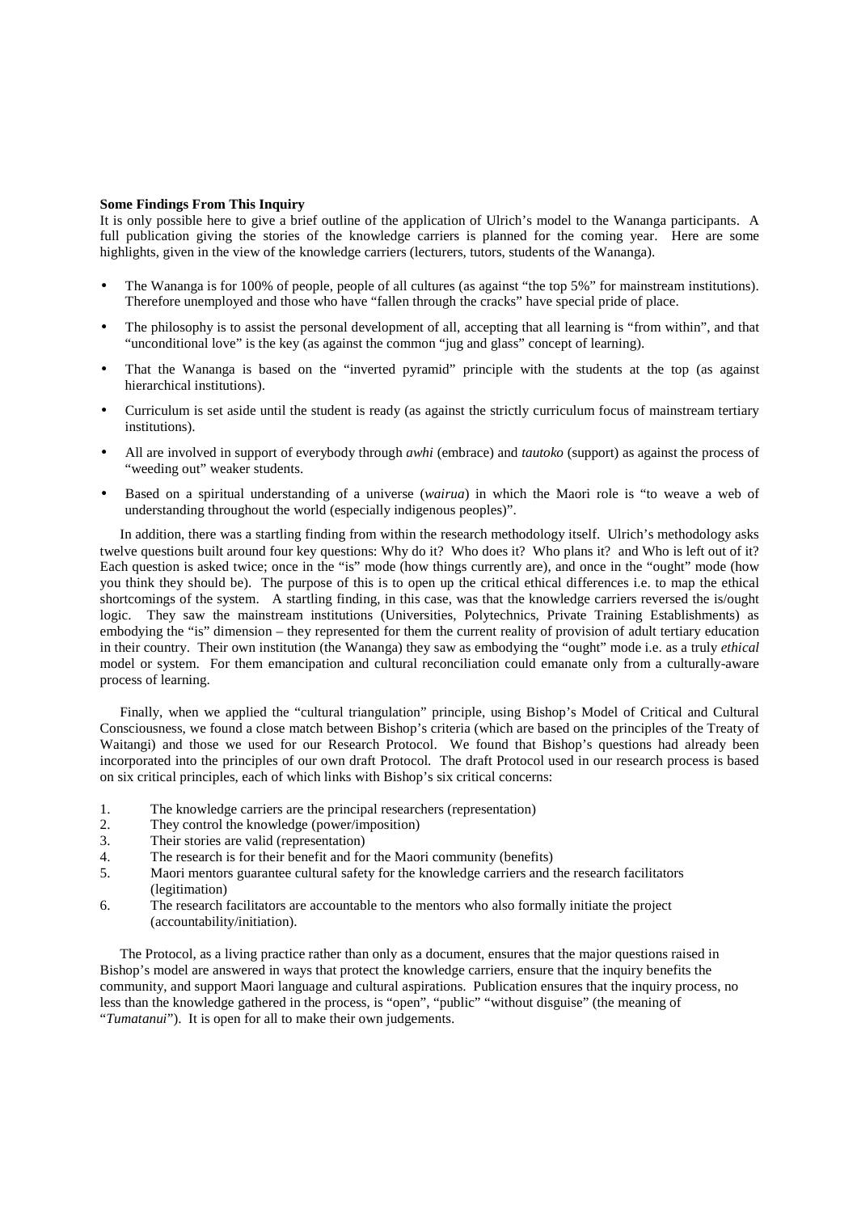**Some Findings From This Inquiry**

It is only possible here to give a brief outline of the application of Ulrich's model to the Wananga participants. A full publication giving the stories of the knowledge carriers is planned for the coming year. Here are some highlights, given in the view of the knowledge carriers (lecturers, tutors, students of the Wananga).

- The Wananga is for 100% of people, people of all cultures (as against "the top 5%" for mainstream institutions). Therefore unemployed and those who have "fallen through the cracks" have special pride of place.
- The philosophy is to assist the personal development of all, accepting that all learning is "from within", and that "unconditional love" is the key (as against the common "jug and glass" concept of learning).
- That the Wananga is based on the "inverted pyramid" principle with the students at the top (as against hierarchical institutions).
- Curriculum is set aside until the student is ready (as against the strictly curriculum focus of mainstream tertiary institutions).
- All are involved in support of everybody through *awhi* (embrace) and *tautoko* (support) as against the process of "weeding out" weaker students.
- Based on a spiritual understanding of a universe (*wairua*) in which the Maori role is "to weave a web of understanding throughout the world (especially indigenous peoples)".

In addition, there was a startling finding from within the research methodology itself. Ulrich's methodology asks twelve questions built around four key questions: Why do it? Who does it? Who plans it? and Who is left out of it? Each question is asked twice; once in the "is" mode (how things currently are), and once in the "ought" mode (how you think they should be). The purpose of this is to open up the critical ethical differences i.e. to map the ethical shortcomings of the system. A startling finding, in this case, was that the knowledge carriers reversed the is/ought logic. They saw the mainstream institutions (Universities, Polytechnics, Private Training Establishments) as embodying the "is" dimension – they represented for them the current reality of provision of adult tertiary education in their country. Their own institution (the Wananga) they saw as embodying the "ought" mode i.e. as a truly *ethical* model or system. For them emancipation and cultural reconciliation could emanate only from a culturally-aware process of learning.

Finally, when we applied the "cultural triangulation" principle, using Bishop's Model of Critical and Cultural Consciousness, we found a close match between Bishop's criteria (which are based on the principles of the Treaty of Waitangi) and those we used for our Research Protocol. We found that Bishop's questions had already been incorporated into the principles of our own draft Protocol. The draft Protocol used in our research process is based on six critical principles, each of which links with Bishop's six critical concerns:

1. The knowledge carriers are the principal researchers (representation)
2. They control the knowledge (power/imposition)
3. Their stories are valid (representation)
4. The research is for their benefit and for the Maori community (benefits)
5. Maori mentors guarantee cultural safety for the knowledge carriers and the research facilitators (legitimation)
6. The research facilitators are accountable to the mentors who also formally initiate the project (accountability/initiation).

The Protocol, as a living practice rather than only as a document, ensures that the major questions raised in Bishop's model are answered in ways that protect the knowledge carriers, ensure that the inquiry benefits the community, and support Maori language and cultural aspirations. Publication ensures that the inquiry process, no less than the knowledge gathered in the process, is "open", "public" "without disguise" (the meaning of "*Tumatanui*"). It is open for all to make their own judgements.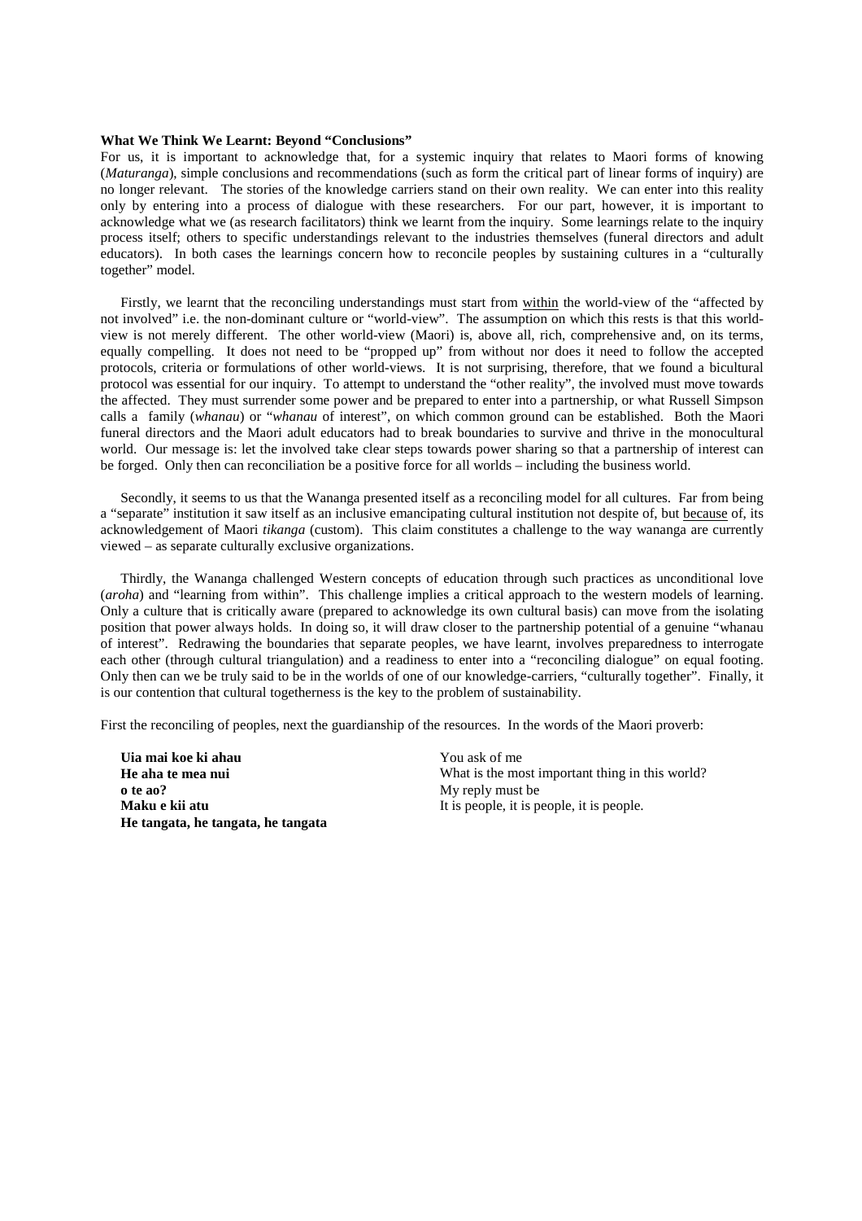**What We Think We Learnt: Beyond "Conclusions"**

For us, it is important to acknowledge that, for a systemic inquiry that relates to Maori forms of knowing (*Maturanga*), simple conclusions and recommendations (such as form the critical part of linear forms of inquiry) are no longer relevant. The stories of the knowledge carriers stand on their own reality. We can enter into this reality only by entering into a process of dialogue with these researchers. For our part, however, it is important to acknowledge what we (as research facilitators) think we learnt from the inquiry. Some learnings relate to the inquiry process itself; others to specific understandings relevant to the industries themselves (funeral directors and adult educators). In both cases the learnings concern how to reconcile peoples by sustaining cultures in a "culturally together" model.

Firstly, we learnt that the reconciling understandings must start from <u>within</u> the world-view of the "affected by not involved" i.e. the non-dominant culture or "world-view". The assumption on which this rests is that this world-view is not merely different. The other world-view (Maori) is, above all, rich, comprehensive and, on its terms, equally compelling. It does not need to be "propped up" from without nor does it need to follow the accepted protocols, criteria or formulations of other world-views. It is not surprising, therefore, that we found a bicultural protocol was essential for our inquiry. To attempt to understand the "other reality", the involved must move towards the affected. They must surrender some power and be prepared to enter into a partnership, or what Russell Simpson calls a family (*whanau*) or "*whanau* of interest", on which common ground can be established. Both the Maori funeral directors and the Maori adult educators had to break boundaries to survive and thrive in the monocultural world. Our message is: let the involved take clear steps towards power sharing so that a partnership of interest can be forged. Only then can reconciliation be a positive force for all worlds – including the business world.

Secondly, it seems to us that the Wananga presented itself as a reconciling model for all cultures. Far from being a "separate" institution it saw itself as an inclusive emancipating cultural institution not despite of, but <u>because</u> of, its acknowledgement of Maori *tikanga* (custom). This claim constitutes a challenge to the way wananga are currently viewed – as separate culturally exclusive organizations.

Thirdly, the Wananga challenged Western concepts of education through such practices as unconditional love (*aroha*) and "learning from within". This challenge implies a critical approach to the western models of learning. Only a culture that is critically aware (prepared to acknowledge its own cultural basis) can move from the isolating position that power always holds. In doing so, it will draw closer to the partnership potential of a genuine "whanau of interest". Redrawing the boundaries that separate peoples, we have learnt, involves preparedness to interrogate each other (through cultural triangulation) and a readiness to enter into a "reconciling dialogue" on equal footing. Only then can we be truly said to be in the worlds of one of our knowledge-carriers, "culturally together". Finally, it is our contention that cultural togetherness is the key to the problem of sustainability.

First the reconciling of peoples, next the guardianship of the resources. In the words of the Maori proverb:

| | |
|---|---|
| **Uia mai koe ki ahau** | You ask of me |
| **He aha te mea nui** | What is the most important thing in this world? |
| **o te ao?** | My reply must be |
| **Maku e kii atu** | It is people, it is people, it is people. |
| **He tangata, he tangata, he tangata** | |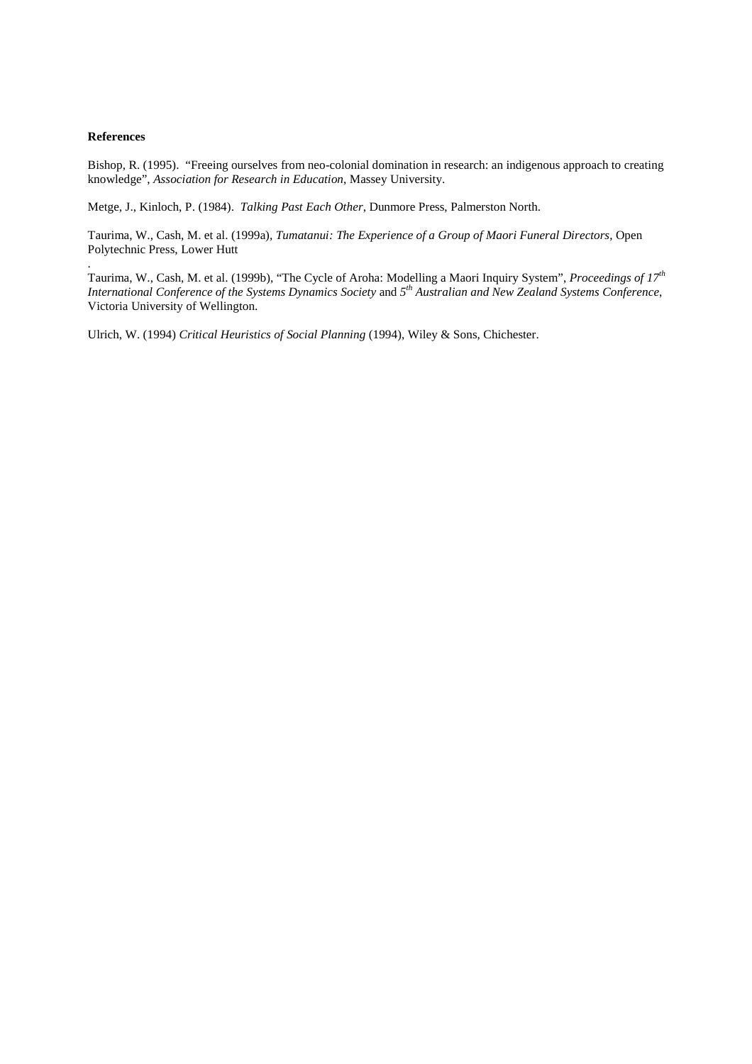**References**

Bishop, R. (1995). "Freeing ourselves from neo-colonial domination in research: an indigenous approach to creating knowledge", *Association for Research in Education*, Massey University.

Metge, J., Kinloch, P. (1984). *Talking Past Each Other*, Dunmore Press, Palmerston North.

Taurima, W., Cash, M. et al. (1999a), *Tumatanui: The Experience of a Group of Maori Funeral Directors*, Open Polytechnic Press, Lower Hutt
.

Taurima, W., Cash, M. et al. (1999b), "The Cycle of Aroha: Modelling a Maori Inquiry System", *Proceedings of 17th International Conference of the Systems Dynamics Society* and *5th Australian and New Zealand Systems Conference*, Victoria University of Wellington.

Ulrich, W. (1994) *Critical Heuristics of Social Planning* (1994), Wiley & Sons, Chichester.